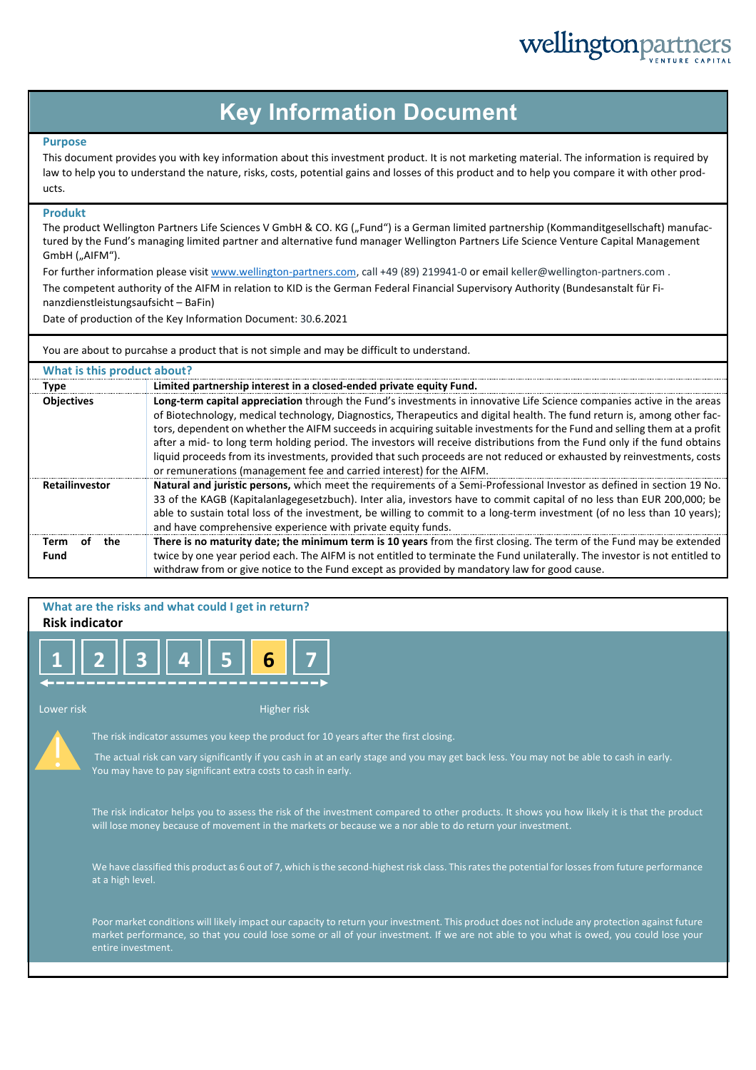# Key Information Document

## Purpose

This document provides you with key information about this investment product. It is not marketing material. The information is required by law to help you to understand the nature, risks, costs, potential gains and losses of this product and to help you compare it with other products.

## Produkt

The product Wellington Partners Life Sciences V GmbH & CO. KG („Fund") is a German limited partnership (Kommanditgesellschaft) manufactured by the Fund's managing limited partner and alternative fund manager Wellington Partners Life Science Venture Capital Management GmbH („AIFM").

For further information please visit www.wellington-partners.com, call +49 (89) 219941-0 or email keller@wellington-partners.com .

The competent authority of the AIFM in relation to KID is the German Federal Financial Supervisory Authority (Bundesanstalt für Finanzdienstleistungsaufsicht – BaFin)

Date of production of the Key Information Document: 30.6.2021

You are about to purcahse a product that is not simple and may be difficult to understand.

## What is this product about?

| **Type** | **Limited partnership interest in a closed-ended private equity Fund.** |
|---|---|
| **Objectives** | **Long-term capital appreciation** through the Fund's investments in innovative Life Science companies active in the areas of Biotechnology, medical technology, Diagnostics, Therapeutics and digital health. The fund return is, among other factors, dependent on whether the AIFM succeeds in acquiring suitable investments for the Fund and selling them at a profit after a mid- to long term holding period. The investors will receive distributions from the Fund only if the fund obtains liquid proceeds from its investments, provided that such proceeds are not reduced or exhausted by reinvestments, costs or remunerations (management fee and carried interest) for the AIFM. |
| **Retailinvestor** | **Natural and juristic persons,** which meet the requirements of a Semi-Professional Investor as defined in section 19 No. 33 of the KAGB (Kapitalanlagegesetzbuch). Inter alia, investors have to commit capital of no less than EUR 200,000; be able to sustain total loss of the investment, be willing to commit to a long-term investment (of no less than 10 years); and have comprehensive experience with private equity funds. |
| **Term of the Fund** | **There is no maturity date; the minimum term is 10 years** from the first closing. The term of the Fund may be extended twice by one year period each. The AIFM is not entitled to terminate the Fund unilaterally. The investor is not entitled to withdraw from or give notice to the Fund except as provided by mandatory law for good cause. |

## What are the risks and what could I get in return?

### Risk indicator

1 | 2 | 3 | 4 | 5 | **6** | 7

Lower risk — Higher risk

The risk indicator assumes you keep the product for 10 years after the first closing.

The actual risk can vary significantly if you cash in at an early stage and you may get back less. You may not be able to cash in early. You may have to pay significant extra costs to cash in early.

The risk indicator helps you to assess the risk of the investment compared to other products. It shows you how likely it is that the product will lose money because of movement in the markets or because we a nor able to do return your investment.

We have classified this product as 6 out of 7, which is the second-highest risk class. This rates the potential for losses from future performance at a high level.

Poor market conditions will likely impact our capacity to return your investment. This product does not include any protection against future market performance, so that you could lose some or all of your investment. If we are not able to you what is owed, you could lose your entire investment.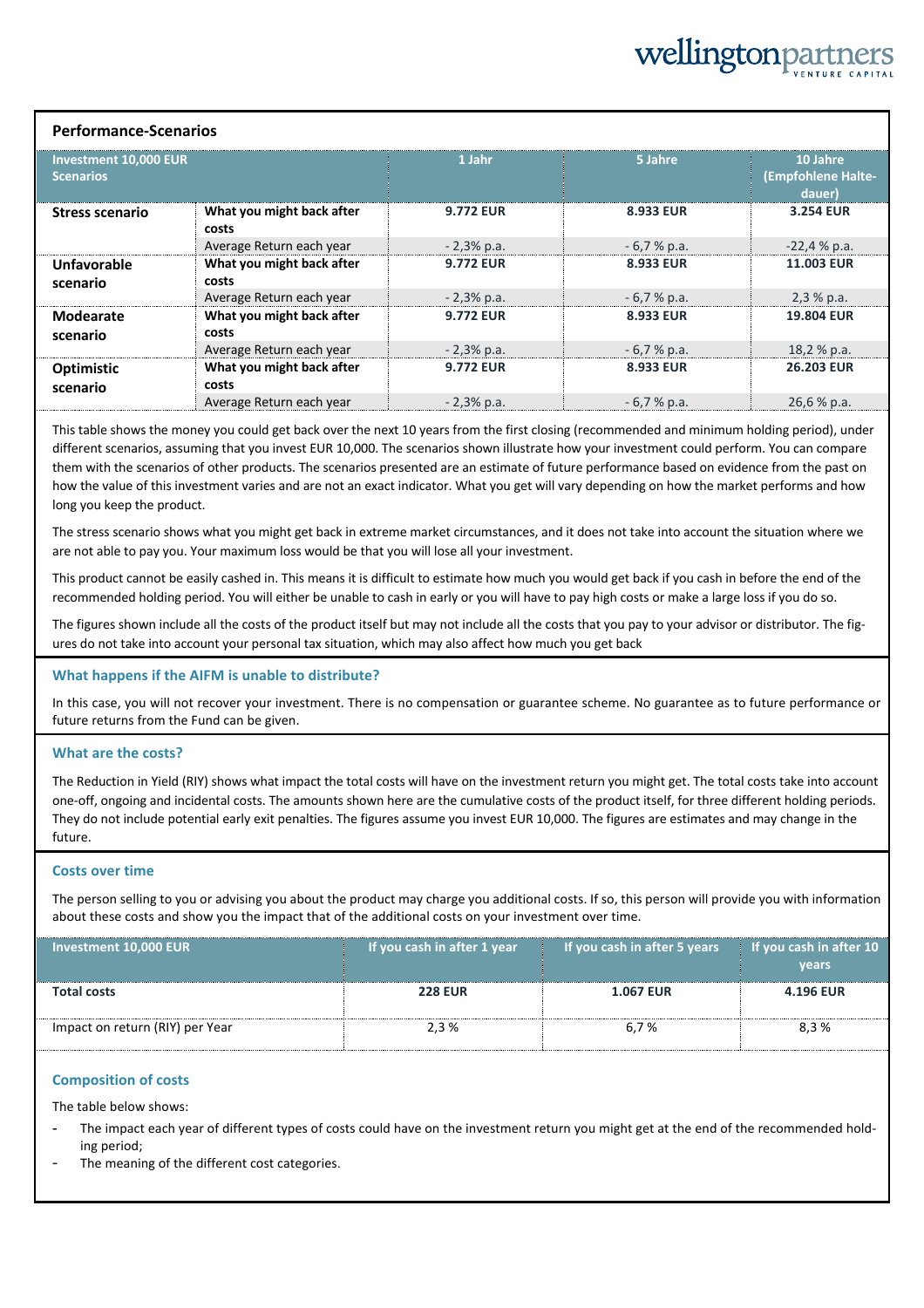## Performance-Scenarios

| Investment 10,000 EUR Scenarios | | 1 Jahr | 5 Jahre | 10 Jahre (Empfohlene Halte-dauer) |
|---|---|---|---|---|
| **Stress scenario** | **What you might back after costs** | **9.772 EUR** | **8.933 EUR** | **3.254 EUR** |
| | Average Return each year | - 2,3% p.a. | - 6,7 % p.a. | -22,4 % p.a. |
| **Unfavorable scenario** | **What you might back after costs** | **9.772 EUR** | **8.933 EUR** | **11.003 EUR** |
| | Average Return each year | - 2,3% p.a. | - 6,7 % p.a. | 2,3 % p.a. |
| **Modearate scenario** | **What you might back after costs** | **9.772 EUR** | **8.933 EUR** | **19.804 EUR** |
| | Average Return each year | - 2,3% p.a. | - 6,7 % p.a. | 18,2 % p.a. |
| **Optimistic scenario** | **What you might back after costs** | **9.772 EUR** | **8.933 EUR** | **26.203 EUR** |
| | Average Return each year | - 2,3% p.a. | - 6,7 % p.a. | 26,6 % p.a. |

This table shows the money you could get back over the next 10 years from the first closing (recommended and minimum holding period), under different scenarios, assuming that you invest EUR 10,000. The scenarios shown illustrate how your investment could perform. You can compare them with the scenarios of other products. The scenarios presented are an estimate of future performance based on evidence from the past on how the value of this investment varies and are not an exact indicator. What you get will vary depending on how the market performs and how long you keep the product.

The stress scenario shows what you might get back in extreme market circumstances, and it does not take into account the situation where we are not able to pay you. Your maximum loss would be that you will lose all your investment.

This product cannot be easily cashed in. This means it is difficult to estimate how much you would get back if you cash in before the end of the recommended holding period. You will either be unable to cash in early or you will have to pay high costs or make a large loss if you do so.

The figures shown include all the costs of the product itself but may not include all the costs that you pay to your advisor or distributor. The figures do not take into account your personal tax situation, which may also affect how much you get back

### What happens if the AIFM is unable to distribute?

In this case, you will not recover your investment. There is no compensation or guarantee scheme. No guarantee as to future performance or future returns from the Fund can be given.

### What are the costs?

The Reduction in Yield (RIY) shows what impact the total costs will have on the investment return you might get. The total costs take into account one-off, ongoing and incidental costs. The amounts shown here are the cumulative costs of the product itself, for three different holding periods. They do not include potential early exit penalties. The figures assume you invest EUR 10,000. The figures are estimates and may change in the future.

### Costs over time

The person selling to you or advising you about the product may charge you additional costs. If so, this person will provide you with information about these costs and show you the impact that of the additional costs on your investment over time.

| Investment 10,000 EUR | If you cash in after 1 year | If you cash in after 5 years | If you cash in after 10 years |
|---|---|---|---|
| **Total costs** | **228 EUR** | **1.067 EUR** | **4.196 EUR** |
| Impact on return (RIY) per Year | 2,3 % | 6,7 % | 8,3 % |

### Composition of costs

The table below shows:

- The impact each year of different types of costs could have on the investment return you might get at the end of the recommended holding period;
- The meaning of the different cost categories.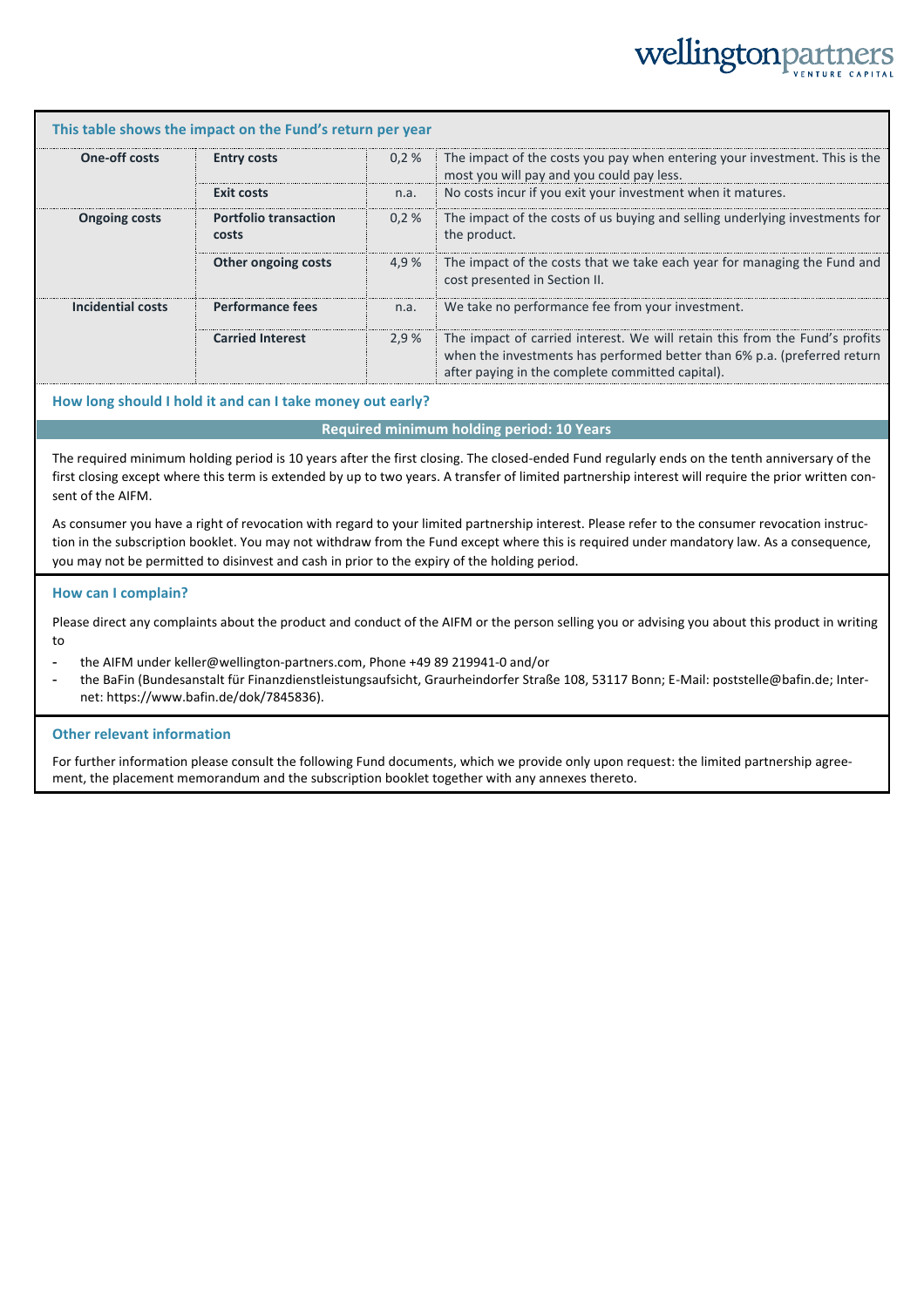### This table shows the impact on the Fund's return per year

| | | | |
|---|---|---|---|
| **One-off costs** | **Entry costs** | 0,2 % | The impact of the costs you pay when entering your investment. This is the most you will pay and you could pay less. |
| | **Exit costs** | n.a. | No costs incur if you exit your investment when it matures. |
| **Ongoing costs** | **Portfolio transaction costs** | 0,2 % | The impact of the costs of us buying and selling underlying investments for the product. |
| | **Other ongoing costs** | 4,9 % | The impact of the costs that we take each year for managing the Fund and cost presented in Section II. |
| **Incidential costs** | **Performance fees** | n.a. | We take no performance fee from your investment. |
| | **Carried Interest** | 2,9 % | The impact of carried interest. We will retain this from the Fund's profits when the investments has performed better than 6% p.a. (preferred return after paying in the complete committed capital). |

### How long should I hold it and can I take money out early?

**Required minimum holding period: 10 Years**

The required minimum holding period is 10 years after the first closing. The closed-ended Fund regularly ends on the tenth anniversary of the first closing except where this term is extended by up to two years. A transfer of limited partnership interest will require the prior written consent of the AIFM.

As consumer you have a right of revocation with regard to your limited partnership interest. Please refer to the consumer revocation instruction in the subscription booklet. You may not withdraw from the Fund except where this is required under mandatory law. As a consequence, you may not be permitted to disinvest and cash in prior to the expiry of the holding period.

### How can I complain?

Please direct any complaints about the product and conduct of the AIFM or the person selling you or advising you about this product in writing to

- the AIFM under keller@wellington-partners.com, Phone +49 89 219941-0 and/or
- the BaFin (Bundesanstalt für Finanzdienstleistungsaufsicht, Graurheindorfer Straße 108, 53117 Bonn; E-Mail: poststelle@bafin.de; Internet: https://www.bafin.de/dok/7845836).

### Other relevant information

For further information please consult the following Fund documents, which we provide only upon request: the limited partnership agreement, the placement memorandum and the subscription booklet together with any annexes thereto.